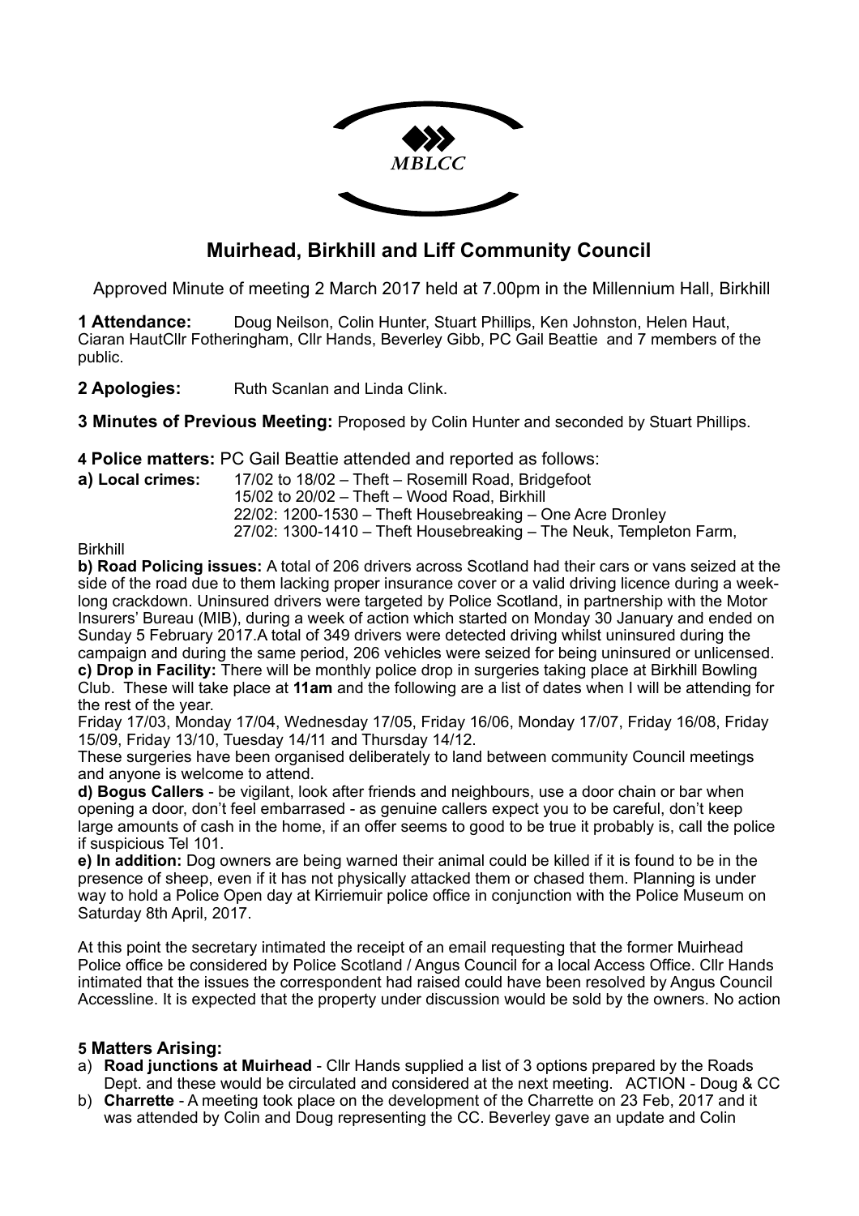MBLCC

# Muirhead, Birkhill and Liff Community Council

Approved Minute of meeting 2 March 2017 held at 7.00pm in the Millennium Hall, Birkhill

**1 Attendance:** Doug Neilson, Colin Hunter, Stuart Phillips, Ken Johnston, Helen Haut, Ciaran HautCllr Fotheringham, Cllr Hands, Beverley Gibb, PC Gail Beattie and 7 members of the public.

**2 Apologies:** Ruth Scanlan and Linda Clink.

**3 Minutes of Previous Meeting:** Proposed by Colin Hunter and seconded by Stuart Phillips.

**4 Police matters:** PC Gail Beattie attended and reported as follows:

**a) Local crimes:**
17/02 to 18/02 – Theft – Rosemill Road, Bridgefoot
15/02 to 20/02 – Theft – Wood Road, Birkhill
22/02: 1200-1530 – Theft Housebreaking – One Acre Dronley
27/02: 1300-1410 – Theft Housebreaking – The Neuk, Templeton Farm, Birkhill

**b) Road Policing issues:** A total of 206 drivers across Scotland had their cars or vans seized at the side of the road due to them lacking proper insurance cover or a valid driving licence during a week-long crackdown. Uninsured drivers were targeted by Police Scotland, in partnership with the Motor Insurers' Bureau (MIB), during a week of action which started on Monday 30 January and ended on Sunday 5 February 2017.A total of 349 drivers were detected driving whilst uninsured during the campaign and during the same period, 206 vehicles were seized for being uninsured or unlicensed.

**c) Drop in Facility:** There will be monthly police drop in surgeries taking place at Birkhill Bowling Club. These will take place at **11am** and the following are a list of dates when I will be attending for the rest of the year.

Friday 17/03, Monday 17/04, Wednesday 17/05, Friday 16/06, Monday 17/07, Friday 16/08, Friday 15/09, Friday 13/10, Tuesday 14/11 and Thursday 14/12.

These surgeries have been organised deliberately to land between community Council meetings and anyone is welcome to attend.

**d) Bogus Callers** - be vigilant, look after friends and neighbours, use a door chain or bar when opening a door, don't feel embarrased - as genuine callers expect you to be careful, don't keep large amounts of cash in the home, if an offer seems to good to be true it probably is, call the police if suspicious Tel 101.

**e) In addition:** Dog owners are being warned their animal could be killed if it is found to be in the presence of sheep, even if it has not physically attacked them or chased them. Planning is under way to hold a Police Open day at Kirriemuir police office in conjunction with the Police Museum on Saturday 8th April, 2017.

At this point the secretary intimated the receipt of an email requesting that the former Muirhead Police office be considered by Police Scotland / Angus Council for a local Access Office. Cllr Hands intimated that the issues the correspondent had raised could have been resolved by Angus Council Accessline. It is expected that the property under discussion would be sold by the owners. No action

**5 Matters Arising:**

a) **Road junctions at Muirhead** - Cllr Hands supplied a list of 3 options prepared by the Roads Dept. and these would be circulated and considered at the next meeting. ACTION - Doug & CC
b) **Charrette** - A meeting took place on the development of the Charrette on 23 Feb, 2017 and it was attended by Colin and Doug representing the CC. Beverley gave an update and Colin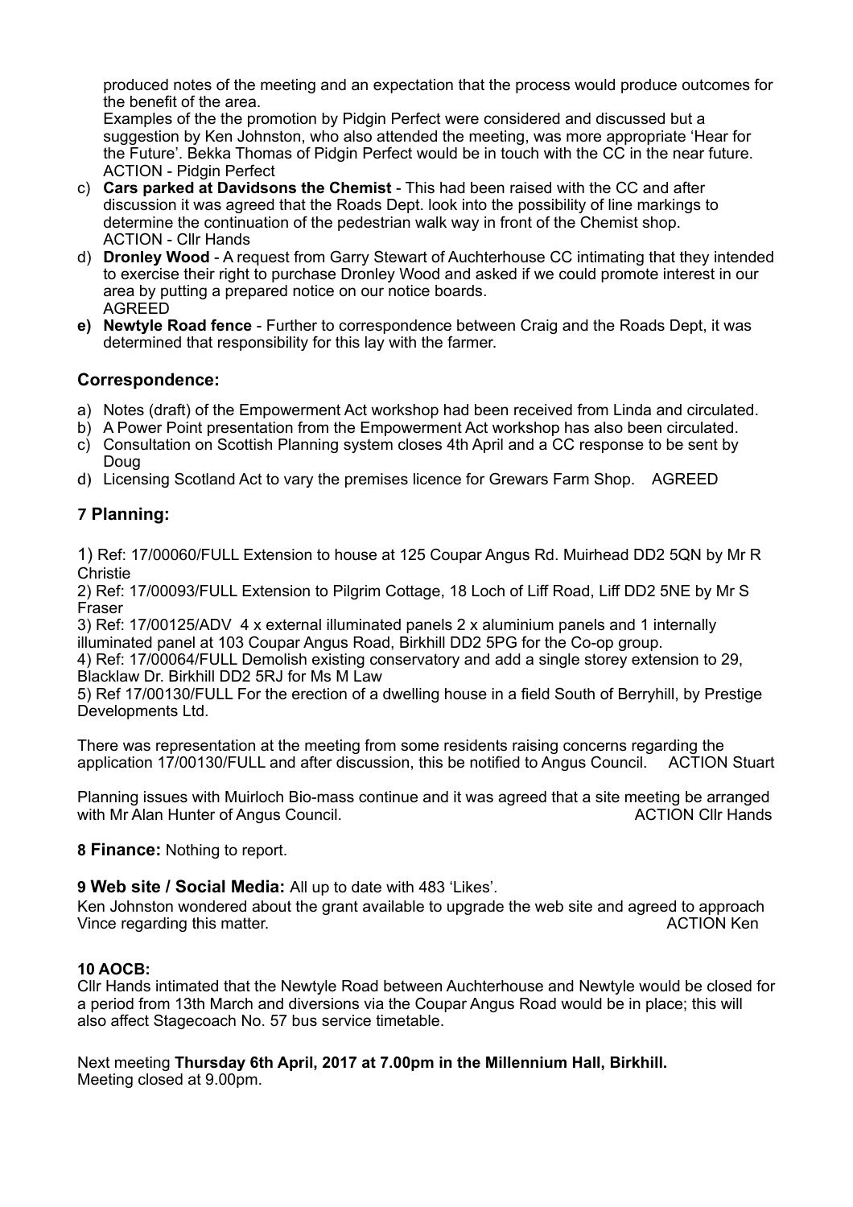produced notes of the meeting and an expectation that the process would produce outcomes for the benefit of the area.
Examples of the the promotion by Pidgin Perfect were considered and discussed but a suggestion by Ken Johnston, who also attended the meeting, was more appropriate 'Hear for the Future'. Bekka Thomas of Pidgin Perfect would be in touch with the CC in the near future.
ACTION - Pidgin Perfect

c) **Cars parked at Davidsons the Chemist** - This had been raised with the CC and after discussion it was agreed that the Roads Dept. look into the possibility of line markings to determine the continuation of the pedestrian walk way in front of the Chemist shop.
ACTION - Cllr Hands
d) **Dronley Wood** - A request from Garry Stewart of Auchterhouse CC intimating that they intended to exercise their right to purchase Dronley Wood and asked if we could promote interest in our area by putting a prepared notice on our notice boards.
AGREED
e) **Newtyle Road fence** - Further to correspondence between Craig and the Roads Dept, it was determined that responsibility for this lay with the farmer.

## Correspondence:

a) Notes (draft) of the Empowerment Act workshop had been received from Linda and circulated.
b) A Power Point presentation from the Empowerment Act workshop has also been circulated.
c) Consultation on Scottish Planning system closes 4th April and a CC response to be sent by Doug
d) Licensing Scotland Act to vary the premises licence for Grewars Farm Shop. AGREED

## 7 Planning:

1) Ref: 17/00060/FULL Extension to house at 125 Coupar Angus Rd. Muirhead DD2 5QN by Mr R Christie
2) Ref: 17/00093/FULL Extension to Pilgrim Cottage, 18 Loch of Liff Road, Liff DD2 5NE by Mr S Fraser
3) Ref: 17/00125/ADV 4 x external illuminated panels 2 x aluminium panels and 1 internally illuminated panel at 103 Coupar Angus Road, Birkhill DD2 5PG for the Co-op group.
4) Ref: 17/00064/FULL Demolish existing conservatory and add a single storey extension to 29, Blacklaw Dr. Birkhill DD2 5RJ for Ms M Law
5) Ref 17/00130/FULL For the erection of a dwelling house in a field South of Berryhill, by Prestige Developments Ltd.

There was representation at the meeting from some residents raising concerns regarding the application 17/00130/FULL and after discussion, this be notified to Angus Council. ACTION Stuart

Planning issues with Muirloch Bio-mass continue and it was agreed that a site meeting be arranged with Mr Alan Hunter of Angus Council. ACTION Cllr Hands

**8 Finance:** Nothing to report.

**9 Web site / Social Media:** All up to date with 483 'Likes'.
Ken Johnston wondered about the grant available to upgrade the web site and agreed to approach Vince regarding this matter. ACTION Ken

**10 AOCB:**
Cllr Hands intimated that the Newtyle Road between Auchterhouse and Newtyle would be closed for a period from 13th March and diversions via the Coupar Angus Road would be in place; this will also affect Stagecoach No. 57 bus service timetable.

Next meeting **Thursday 6th April, 2017 at 7.00pm in the Millennium Hall, Birkhill.**
Meeting closed at 9.00pm.